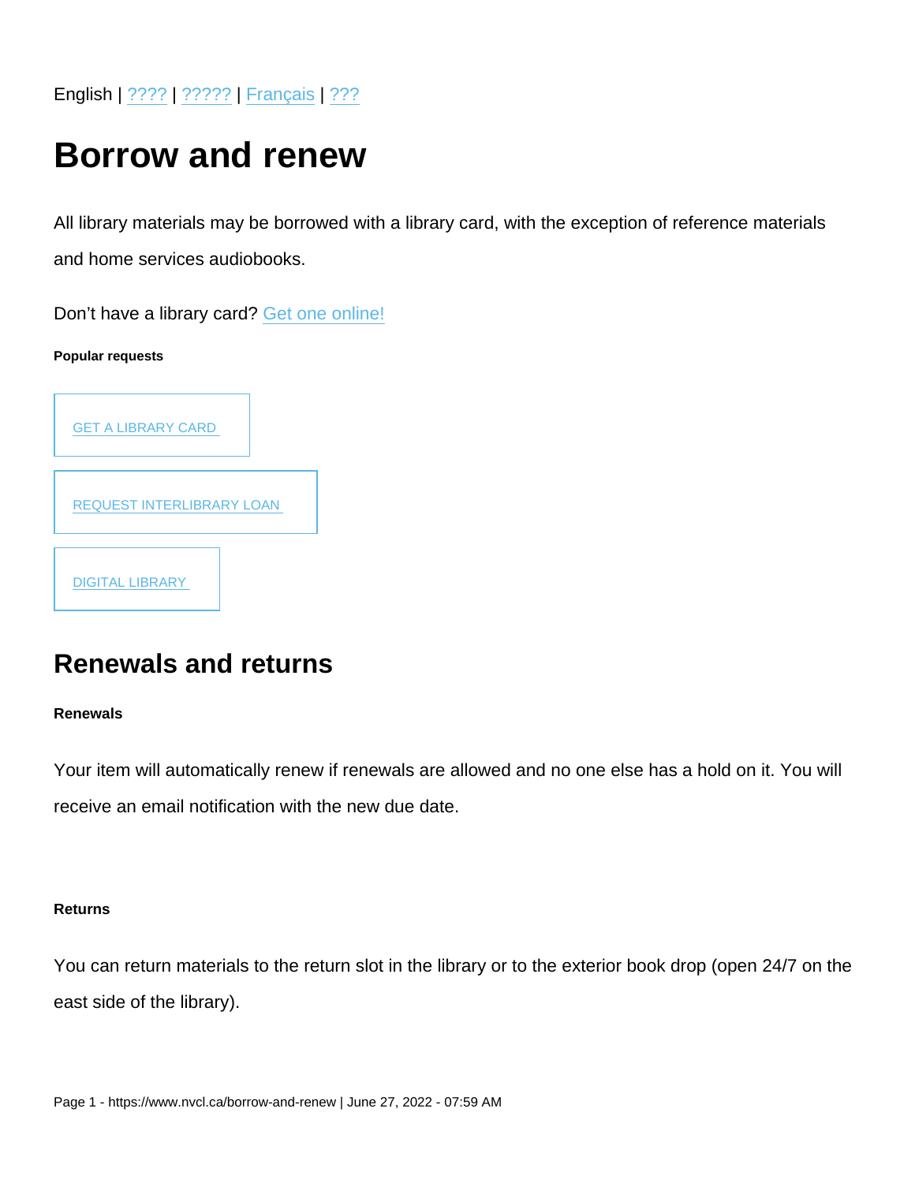English | ???? | ????? | Français | ???

# Borrow and renew

All library materials may be borrowed with a library card, with the exception of reference materials and home services audiobooks.

Don't have a library card? Get one online!

**Popular requests**

GET A LIBRARY CARD

REQUEST INTERLIBRARY LOAN

DIGITAL LIBRARY

## Renewals and returns

**Renewals**

Your item will automatically renew if renewals are allowed and no one else has a hold on it. You will receive an email notification with the new due date.

**Returns**

You can return materials to the return slot in the library or to the exterior book drop (open 24/7 on the east side of the library).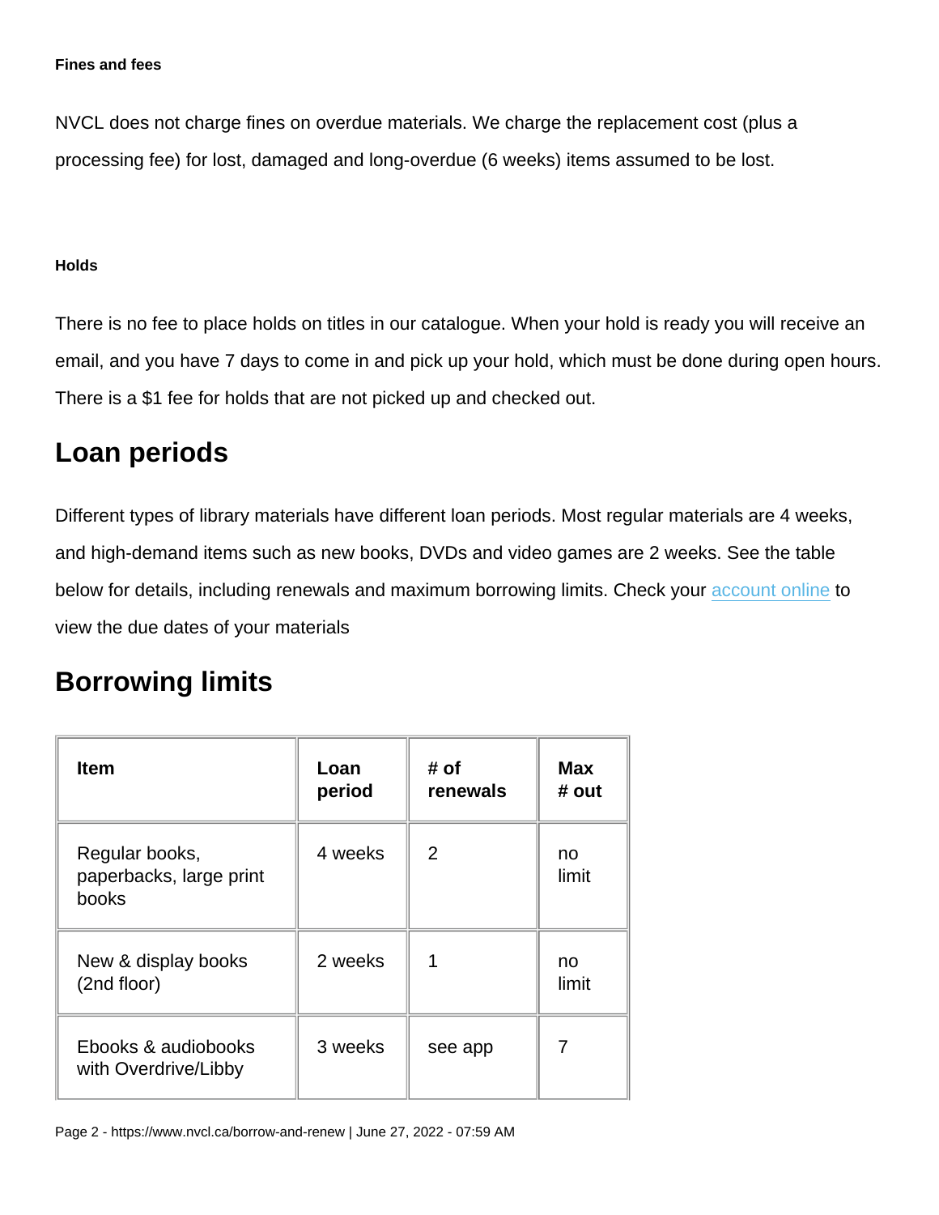#### Fines and fees

NVCL does not charge fines on overdue materials. We charge the replacement cost (plus a processing fee) for lost, damaged and long-overdue (6 weeks) items assumed to be lost.

#### Holds

There is no fee to place holds on titles in our catalogue. When your hold is ready you will receive an email, and you have 7 days to come in and pick up your hold, which must be done during open hours. There is a $1 fee for holds that are not picked up and checked out.

## Loan periods

Different types of library materials have different loan periods. Most regular materials are 4 weeks, and high-demand items such as new books, DVDs and video games are 2 weeks. See the table below for details, including renewals and maximum borrowing limits. Check your account online to view the due dates of your materials

## Borrowing limits

| Item | Loan period | # of renewals | Max # out |
|---|---|---|---|
| Regular books, paperbacks, large print books | 4 weeks | 2 | no limit |
| New & display books (2nd floor) | 2 weeks | 1 | no limit |
| Ebooks & audiobooks with Overdrive/Libby | 3 weeks | see app | 7 |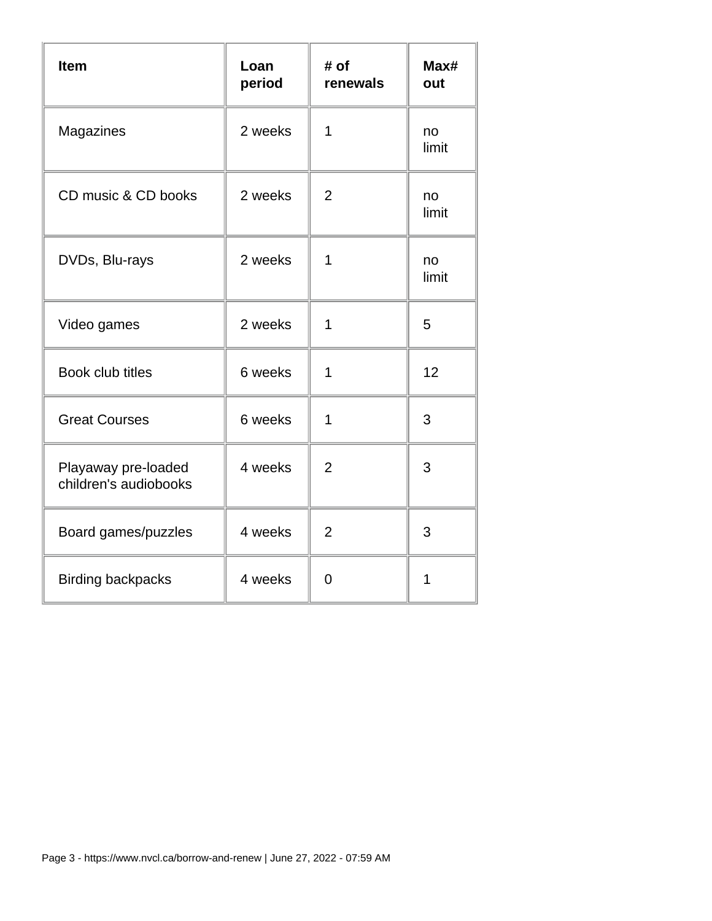| Item | Loan period | # of renewals | Max# out |
|---|---|---|---|
| Magazines | 2 weeks | 1 | no limit |
| CD music & CD books | 2 weeks | 2 | no limit |
| DVDs, Blu-rays | 2 weeks | 1 | no limit |
| Video games | 2 weeks | 1 | 5 |
| Book club titles | 6 weeks | 1 | 12 |
| Great Courses | 6 weeks | 1 | 3 |
| Playaway pre-loaded children's audiobooks | 4 weeks | 2 | 3 |
| Board games/puzzles | 4 weeks | 2 | 3 |
| Birding backpacks | 4 weeks | 0 | 1 |